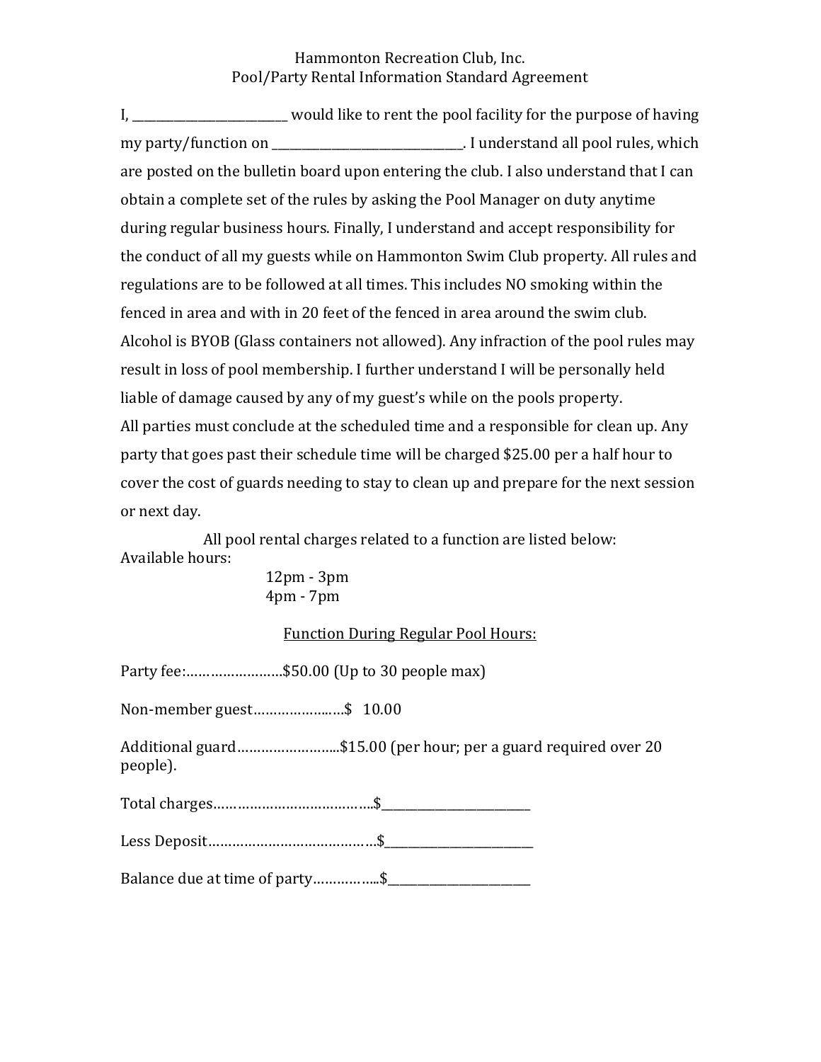Hammonton Recreation Club, Inc.
Pool/Party Rental Information Standard Agreement

I, __________________________ would like to rent the pool facility for the purpose of having my party/function on ________________________________. I understand all pool rules, which are posted on the bulletin board upon entering the club. I also understand that I can obtain a complete set of the rules by asking the Pool Manager on duty anytime during regular business hours. Finally, I understand and accept responsibility for the conduct of all my guests while on Hammonton Swim Club property. All rules and regulations are to be followed at all times. This includes NO smoking within the fenced in area and with in 20 feet of the fenced in area around the swim club. Alcohol is BYOB (Glass containers not allowed). Any infraction of the pool rules may result in loss of pool membership. I further understand I will be personally held liable of damage caused by any of my guest's while on the pools property.
All parties must conclude at the scheduled time and a responsible for clean up. Any party that goes past their schedule time will be charged $25.00 per a half hour to cover the cost of guards needing to stay to clean up and prepare for the next session or next day.

All pool rental charges related to a function are listed below:

Available hours:

12pm - 3pm
4pm - 7pm

<u>Function During Regular Pool Hours:</u>

Party fee:……………………$50.00 (Up to 30 people max)

Non-member guest………………..….$ 10.00

Additional guard……………………..$15.00 (per hour; per a guard required over 20 people).

Total charges………………………………..$________________________

Less Deposit…………………………………$________________________

Balance due at time of party……………..$________________________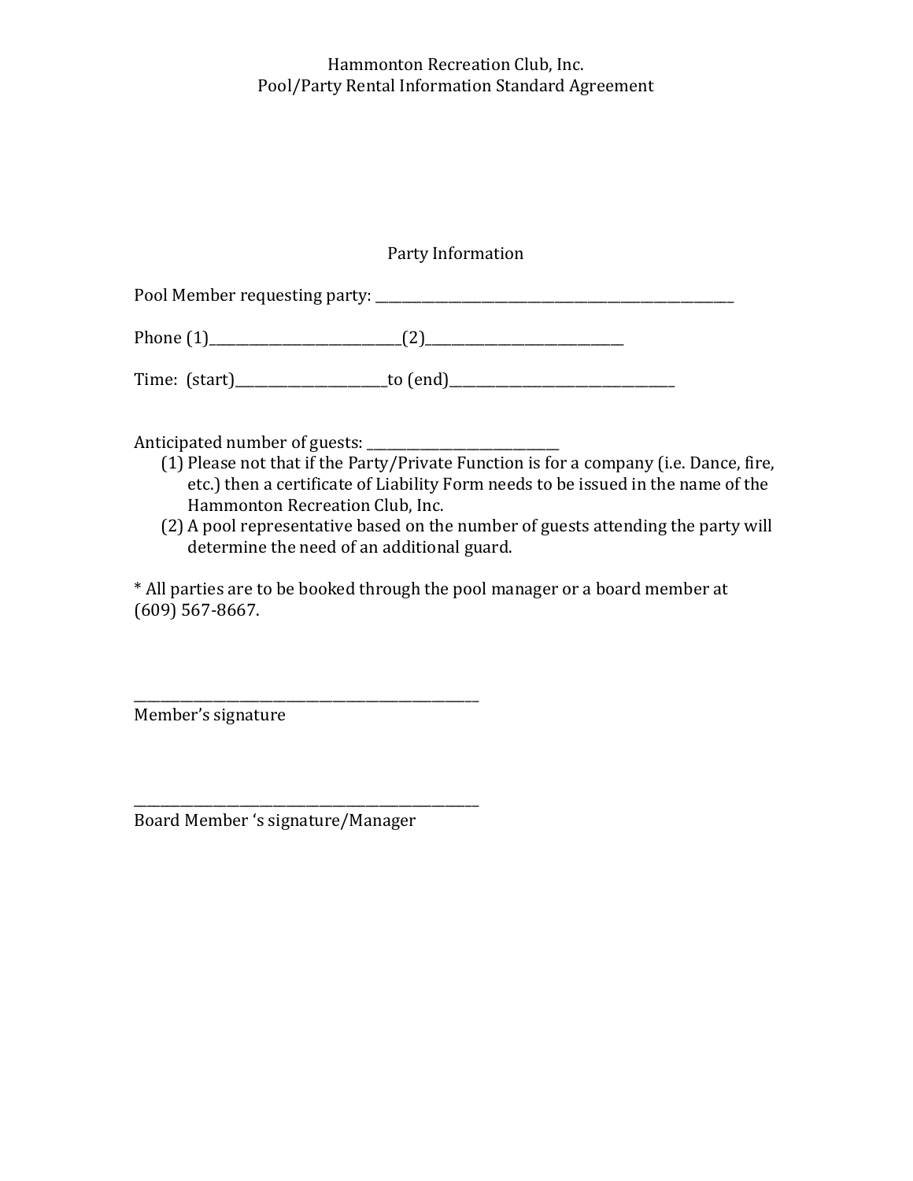Hammonton Recreation Club, Inc.
Pool/Party Rental Information Standard Agreement

## Party Information

Pool Member requesting party: ____________________________________________

Phone (1)__________________________(2)__________________________

Time: (start)____________________to (end)______________________________

Anticipated number of guests: _________________________

(1) Please not that if the Party/Private Function is for a company (i.e. Dance, fire, etc.) then a certificate of Liability Form needs to be issued in the name of the Hammonton Recreation Club, Inc.
(2) A pool representative based on the number of guests attending the party will determine the need of an additional guard.

* All parties are to be booked through the pool manager or a board member at (609) 567-8667.

_____________________________________________
Member's signature

_____________________________________________
Board Member 's signature/Manager